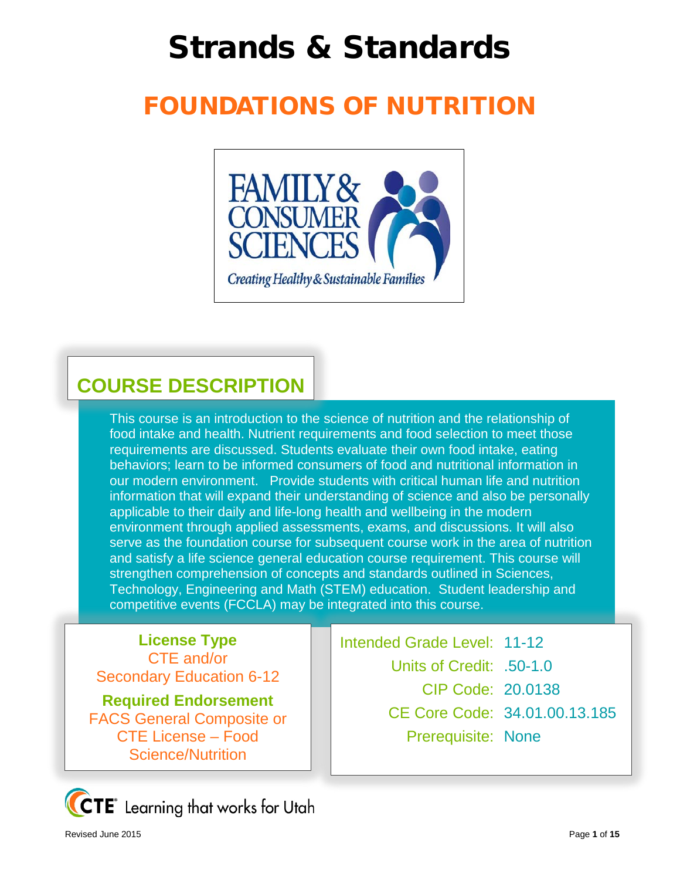# Strands & Standards

## FOUNDATIONS OF NUTRITION

## COURSE DESCRIPTION

This course is an introduction to the science of nutrition and the relationship of food intake and health. Nutrient requirements and food selection to meet those requirements are discussed. Students evaluate their own food intake, eating behaviors; learn to be informed consumers of food and nutritional information in our modern environment. Provide students with critical human life and nutrition information that will expand their understanding of science and also be personally applicable to their daily and life-long health and wellbeing in the modern environment through applied assessments, exams, and discussions. It will also serve as the foundation course for subsequent course work in the area of nutrition and satisfy a life science general education course requirement. This course will strengthen comprehension of concepts and standards outlined in Sciences, Technology, Engineering and Math (STEM) education. Student leadership and competitive events (FCCLA) may be integrated into this course.

**License Type**
CTE and/or
Secondary Education 6-12

**Required Endorsement**
FACS General Composite or
CTE License – Food Science/Nutrition

| | |
|---|---|
| Intended Grade Level: | 11-12 |
| Units of Credit: | .50-1.0 |
| CIP Code: | 20.0138 |
| CE Core Code: | 34.01.00.13.185 |
| Prerequisite: | None |

CTE Learning that works for Utah

Revised June 2015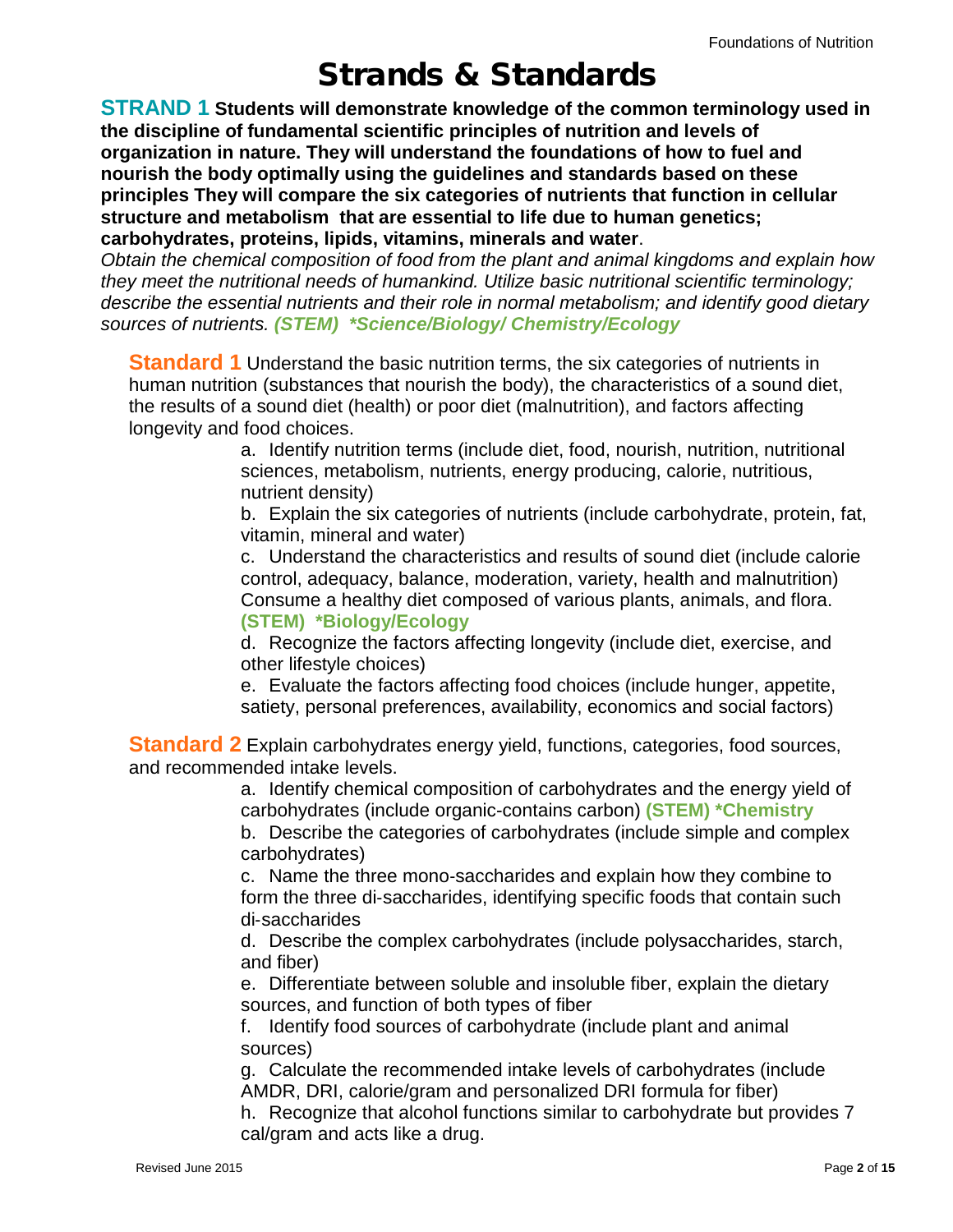# Strands & Standards

**STRAND 1 Students will demonstrate knowledge of the common terminology used in the discipline of fundamental scientific principles of nutrition and levels of organization in nature. They will understand the foundations of how to fuel and nourish the body optimally using the guidelines and standards based on these principles They will compare the six categories of nutrients that function in cellular structure and metabolism that are essential to life due to human genetics; carbohydrates, proteins, lipids, vitamins, minerals and water**.

*Obtain the chemical composition of food from the plant and animal kingdoms and explain how they meet the nutritional needs of humankind. Utilize basic nutritional scientific terminology; describe the essential nutrients and their role in normal metabolism; and identify good dietary sources of nutrients.* ***(STEM) *Science/Biology/ Chemistry/Ecology***

**Standard 1** Understand the basic nutrition terms, the six categories of nutrients in human nutrition (substances that nourish the body), the characteristics of a sound diet, the results of a sound diet (health) or poor diet (malnutrition), and factors affecting longevity and food choices.

a. Identify nutrition terms (include diet, food, nourish, nutrition, nutritional sciences, metabolism, nutrients, energy producing, calorie, nutritious, nutrient density)

b. Explain the six categories of nutrients (include carbohydrate, protein, fat, vitamin, mineral and water)

c. Understand the characteristics and results of sound diet (include calorie control, adequacy, balance, moderation, variety, health and malnutrition) Consume a healthy diet composed of various plants, animals, and flora. **(STEM) *Biology/Ecology**

d. Recognize the factors affecting longevity (include diet, exercise, and other lifestyle choices)

e. Evaluate the factors affecting food choices (include hunger, appetite, satiety, personal preferences, availability, economics and social factors)

**Standard 2** Explain carbohydrates energy yield, functions, categories, food sources, and recommended intake levels.

a. Identify chemical composition of carbohydrates and the energy yield of carbohydrates (include organic-contains carbon) **(STEM) *Chemistry**

b. Describe the categories of carbohydrates (include simple and complex carbohydrates)

c. Name the three mono-saccharides and explain how they combine to form the three di-saccharides, identifying specific foods that contain such di-saccharides

d. Describe the complex carbohydrates (include polysaccharides, starch, and fiber)

e. Differentiate between soluble and insoluble fiber, explain the dietary sources, and function of both types of fiber

f. Identify food sources of carbohydrate (include plant and animal sources)

g. Calculate the recommended intake levels of carbohydrates (include AMDR, DRI, calorie/gram and personalized DRI formula for fiber)

h. Recognize that alcohol functions similar to carbohydrate but provides 7 cal/gram and acts like a drug.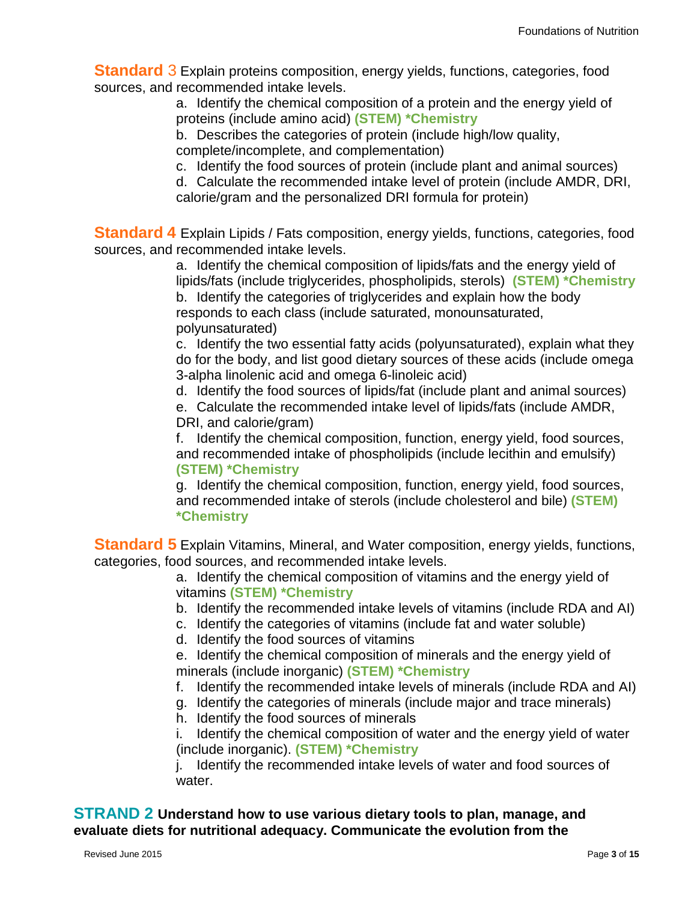**Standard 3** Explain proteins composition, energy yields, functions, categories, food sources, and recommended intake levels.

a. Identify the chemical composition of a protein and the energy yield of proteins (include amino acid) **(STEM) *Chemistry**

b. Describes the categories of protein (include high/low quality, complete/incomplete, and complementation)

c. Identify the food sources of protein (include plant and animal sources)

d. Calculate the recommended intake level of protein (include AMDR, DRI, calorie/gram and the personalized DRI formula for protein)

**Standard 4** Explain Lipids / Fats composition, energy yields, functions, categories, food sources, and recommended intake levels.

a. Identify the chemical composition of lipids/fats and the energy yield of lipids/fats (include triglycerides, phospholipids, sterols) **(STEM) *Chemistry**

b. Identify the categories of triglycerides and explain how the body responds to each class (include saturated, monounsaturated, polyunsaturated)

c. Identify the two essential fatty acids (polyunsaturated), explain what they do for the body, and list good dietary sources of these acids (include omega 3-alpha linolenic acid and omega 6-linoleic acid)

d. Identify the food sources of lipids/fat (include plant and animal sources)

e. Calculate the recommended intake level of lipids/fats (include AMDR, DRI, and calorie/gram)

f. Identify the chemical composition, function, energy yield, food sources, and recommended intake of phospholipids (include lecithin and emulsify) **(STEM) *Chemistry**

g. Identify the chemical composition, function, energy yield, food sources, and recommended intake of sterols (include cholesterol and bile) **(STEM) *Chemistry**

**Standard 5** Explain Vitamins, Mineral, and Water composition, energy yields, functions, categories, food sources, and recommended intake levels.

a. Identify the chemical composition of vitamins and the energy yield of vitamins **(STEM) *Chemistry**

b. Identify the recommended intake levels of vitamins (include RDA and AI)

c. Identify the categories of vitamins (include fat and water soluble)

d. Identify the food sources of vitamins

e. Identify the chemical composition of minerals and the energy yield of minerals (include inorganic) **(STEM) *Chemistry**

f. Identify the recommended intake levels of minerals (include RDA and AI)

g. Identify the categories of minerals (include major and trace minerals)

h. Identify the food sources of minerals

i. Identify the chemical composition of water and the energy yield of water (include inorganic). **(STEM) *Chemistry**

j. Identify the recommended intake levels of water and food sources of water.

## STRAND 2 Understand how to use various dietary tools to plan, manage, and evaluate diets for nutritional adequacy. Communicate the evolution from the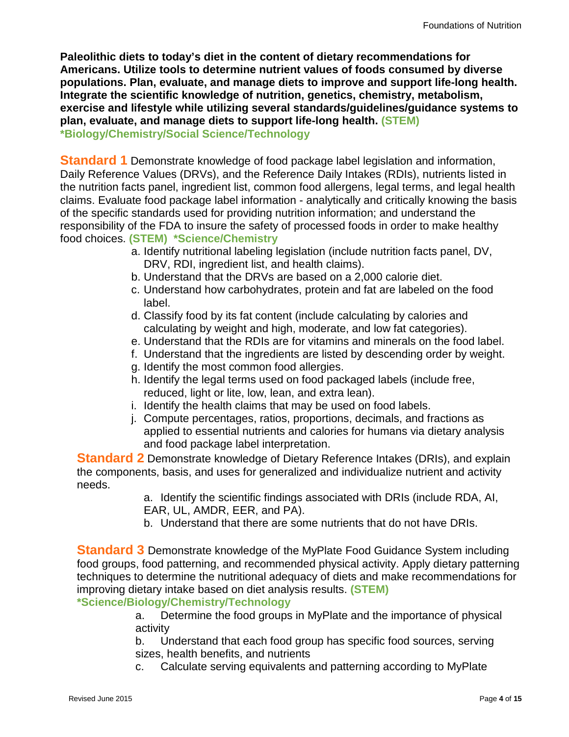**Paleolithic diets to today's diet in the content of dietary recommendations for Americans. Utilize tools to determine nutrient values of foods consumed by diverse populations. Plan, evaluate, and manage diets to improve and support life-long health. Integrate the scientific knowledge of nutrition, genetics, chemistry, metabolism, exercise and lifestyle while utilizing several standards/guidelines/guidance systems to plan, evaluate, and manage diets to support life-long health. (STEM) \*Biology/Chemistry/Social Science/Technology**

**Standard 1** Demonstrate knowledge of food package label legislation and information, Daily Reference Values (DRVs), and the Reference Daily Intakes (RDIs), nutrients listed in the nutrition facts panel, ingredient list, common food allergens, legal terms, and legal health claims. Evaluate food package label information - analytically and critically knowing the basis of the specific standards used for providing nutrition information; and understand the responsibility of the FDA to insure the safety of processed foods in order to make healthy food choices. **(STEM) \*Science/Chemistry**

a. Identify nutritional labeling legislation (include nutrition facts panel, DV, DRV, RDI, ingredient list, and health claims).
b. Understand that the DRVs are based on a 2,000 calorie diet.
c. Understand how carbohydrates, protein and fat are labeled on the food label.
d. Classify food by its fat content (include calculating by calories and calculating by weight and high, moderate, and low fat categories).
e. Understand that the RDIs are for vitamins and minerals on the food label.
f. Understand that the ingredients are listed by descending order by weight.
g. Identify the most common food allergies.
h. Identify the legal terms used on food packaged labels (include free, reduced, light or lite, low, lean, and extra lean).
i. Identify the health claims that may be used on food labels.
j. Compute percentages, ratios, proportions, decimals, and fractions as applied to essential nutrients and calories for humans via dietary analysis and food package label interpretation.

**Standard 2** Demonstrate knowledge of Dietary Reference Intakes (DRIs), and explain the components, basis, and uses for generalized and individualize nutrient and activity needs.

a. Identify the scientific findings associated with DRIs (include RDA, AI, EAR, UL, AMDR, EER, and PA).
b. Understand that there are some nutrients that do not have DRIs.

**Standard 3** Demonstrate knowledge of the MyPlate Food Guidance System including food groups, food patterning, and recommended physical activity. Apply dietary patterning techniques to determine the nutritional adequacy of diets and make recommendations for improving dietary intake based on diet analysis results. **(STEM) \*Science/Biology/Chemistry/Technology**

a. Determine the food groups in MyPlate and the importance of physical activity
b. Understand that each food group has specific food sources, serving sizes, health benefits, and nutrients
c. Calculate serving equivalents and patterning according to MyPlate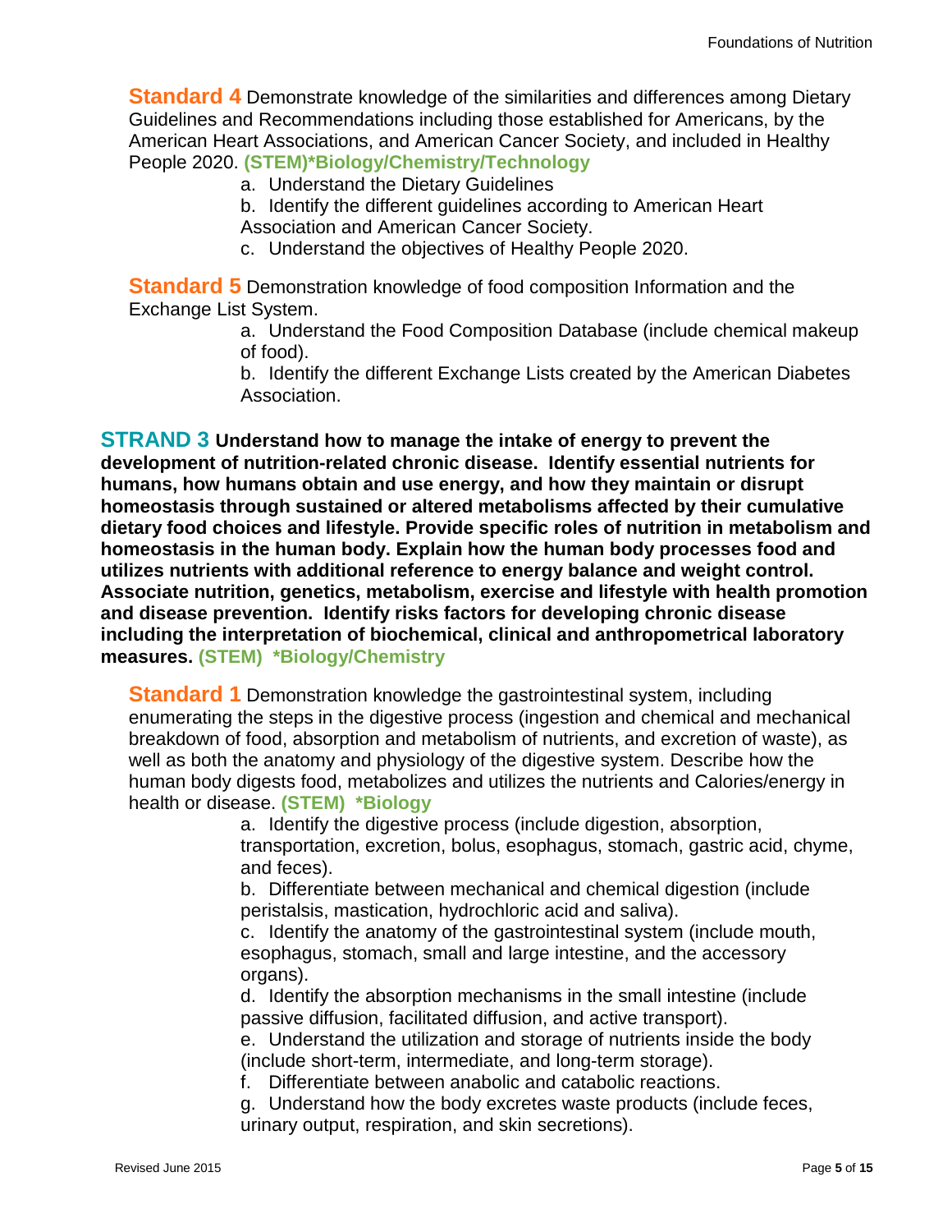**Standard 4** Demonstrate knowledge of the similarities and differences among Dietary Guidelines and Recommendations including those established for Americans, by the American Heart Associations, and American Cancer Society, and included in Healthy People 2020. **(STEM)*Biology/Chemistry/Technology**

a. Understand the Dietary Guidelines
b. Identify the different guidelines according to American Heart Association and American Cancer Society.
c. Understand the objectives of Healthy People 2020.

**Standard 5** Demonstration knowledge of food composition Information and the Exchange List System.

a. Understand the Food Composition Database (include chemical makeup of food).
b. Identify the different Exchange Lists created by the American Diabetes Association.

## STRAND 3 Understand how to manage the intake of energy to prevent the development of nutrition-related chronic disease. Identify essential nutrients for humans, how humans obtain and use energy, and how they maintain or disrupt homeostasis through sustained or altered metabolisms affected by their cumulative dietary food choices and lifestyle. Provide specific roles of nutrition in metabolism and homeostasis in the human body. Explain how the human body processes food and utilizes nutrients with additional reference to energy balance and weight control. Associate nutrition, genetics, metabolism, exercise and lifestyle with health promotion and disease prevention. Identify risks factors for developing chronic disease including the interpretation of biochemical, clinical and anthropometrical laboratory measures. (STEM) *Biology/Chemistry

**Standard 1** Demonstration knowledge the gastrointestinal system, including enumerating the steps in the digestive process (ingestion and chemical and mechanical breakdown of food, absorption and metabolism of nutrients, and excretion of waste), as well as both the anatomy and physiology of the digestive system. Describe how the human body digests food, metabolizes and utilizes the nutrients and Calories/energy in health or disease. **(STEM) *Biology**

a. Identify the digestive process (include digestion, absorption, transportation, excretion, bolus, esophagus, stomach, gastric acid, chyme, and feces).
b. Differentiate between mechanical and chemical digestion (include peristalsis, mastication, hydrochloric acid and saliva).
c. Identify the anatomy of the gastrointestinal system (include mouth, esophagus, stomach, small and large intestine, and the accessory organs).
d. Identify the absorption mechanisms in the small intestine (include passive diffusion, facilitated diffusion, and active transport).
e. Understand the utilization and storage of nutrients inside the body (include short-term, intermediate, and long-term storage).
f. Differentiate between anabolic and catabolic reactions.
g. Understand how the body excretes waste products (include feces, urinary output, respiration, and skin secretions).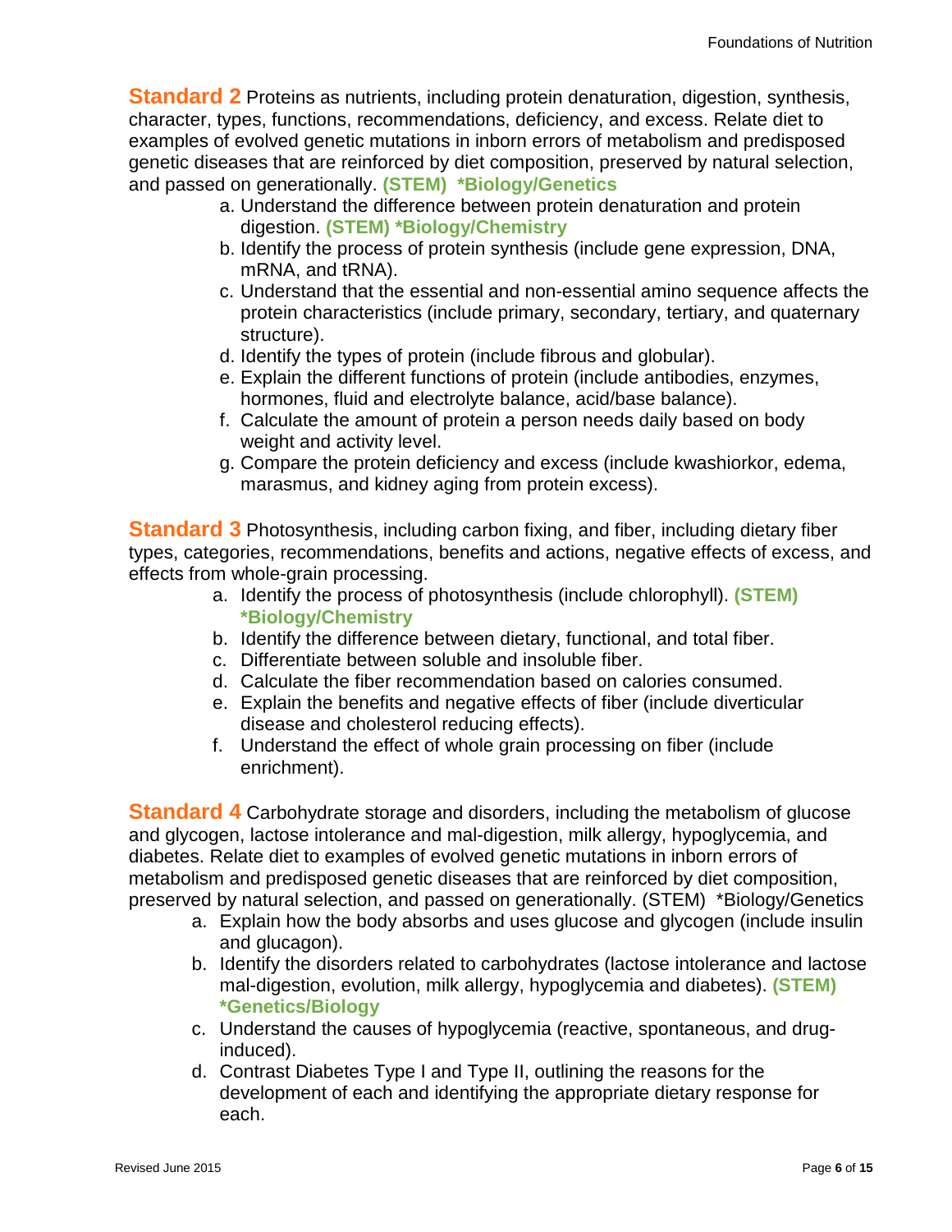**Standard 2** Proteins as nutrients, including protein denaturation, digestion, synthesis, character, types, functions, recommendations, deficiency, and excess. Relate diet to examples of evolved genetic mutations in inborn errors of metabolism and predisposed genetic diseases that are reinforced by diet composition, preserved by natural selection, and passed on generationally. **(STEM) *Biology/Genetics**

a. Understand the difference between protein denaturation and protein digestion. **(STEM) *Biology/Chemistry**
b. Identify the process of protein synthesis (include gene expression, DNA, mRNA, and tRNA).
c. Understand that the essential and non-essential amino sequence affects the protein characteristics (include primary, secondary, tertiary, and quaternary structure).
d. Identify the types of protein (include fibrous and globular).
e. Explain the different functions of protein (include antibodies, enzymes, hormones, fluid and electrolyte balance, acid/base balance).
f. Calculate the amount of protein a person needs daily based on body weight and activity level.
g. Compare the protein deficiency and excess (include kwashiorkor, edema, marasmus, and kidney aging from protein excess).

**Standard 3** Photosynthesis, including carbon fixing, and fiber, including dietary fiber types, categories, recommendations, benefits and actions, negative effects of excess, and effects from whole-grain processing.

a. Identify the process of photosynthesis (include chlorophyll). **(STEM) *Biology/Chemistry**
b. Identify the difference between dietary, functional, and total fiber.
c. Differentiate between soluble and insoluble fiber.
d. Calculate the fiber recommendation based on calories consumed.
e. Explain the benefits and negative effects of fiber (include diverticular disease and cholesterol reducing effects).
f. Understand the effect of whole grain processing on fiber (include enrichment).

**Standard 4** Carbohydrate storage and disorders, including the metabolism of glucose and glycogen, lactose intolerance and mal-digestion, milk allergy, hypoglycemia, and diabetes. Relate diet to examples of evolved genetic mutations in inborn errors of metabolism and predisposed genetic diseases that are reinforced by diet composition, preserved by natural selection, and passed on generationally. (STEM) *Biology/Genetics

a. Explain how the body absorbs and uses glucose and glycogen (include insulin and glucagon).
b. Identify the disorders related to carbohydrates (lactose intolerance and lactose mal-digestion, evolution, milk allergy, hypoglycemia and diabetes). **(STEM) *Genetics/Biology**
c. Understand the causes of hypoglycemia (reactive, spontaneous, and drug-induced).
d. Contrast Diabetes Type I and Type II, outlining the reasons for the development of each and identifying the appropriate dietary response for each.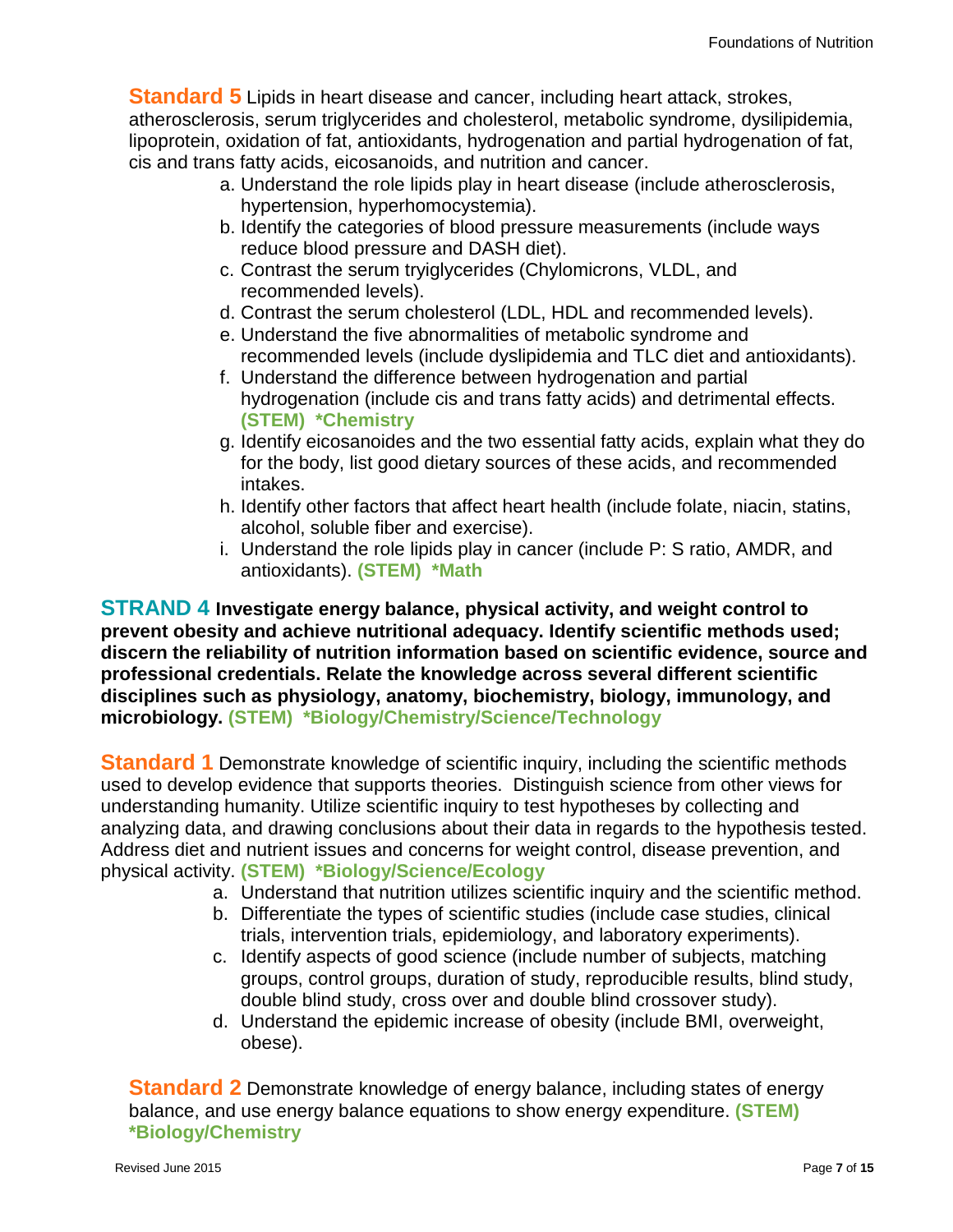**Standard 5** Lipids in heart disease and cancer, including heart attack, strokes, atherosclerosis, serum triglycerides and cholesterol, metabolic syndrome, dysilipidemia, lipoprotein, oxidation of fat, antioxidants, hydrogenation and partial hydrogenation of fat, cis and trans fatty acids, eicosanoids, and nutrition and cancer.

a. Understand the role lipids play in heart disease (include atherosclerosis, hypertension, hyperhomocystemia).
b. Identify the categories of blood pressure measurements (include ways reduce blood pressure and DASH diet).
c. Contrast the serum tryiglycerides (Chylomicrons, VLDL, and recommended levels).
d. Contrast the serum cholesterol (LDL, HDL and recommended levels).
e. Understand the five abnormalities of metabolic syndrome and recommended levels (include dyslipidemia and TLC diet and antioxidants).
f. Understand the difference between hydrogenation and partial hydrogenation (include cis and trans fatty acids) and detrimental effects. **(STEM) *Chemistry**
g. Identify eicosanoides and the two essential fatty acids, explain what they do for the body, list good dietary sources of these acids, and recommended intakes.
h. Identify other factors that affect heart health (include folate, niacin, statins, alcohol, soluble fiber and exercise).
i. Understand the role lipids play in cancer (include P: S ratio, AMDR, and antioxidants). **(STEM) *Math**

## STRAND 4 Investigate energy balance, physical activity, and weight control to prevent obesity and achieve nutritional adequacy. Identify scientific methods used; discern the reliability of nutrition information based on scientific evidence, source and professional credentials. Relate the knowledge across several different scientific disciplines such as physiology, anatomy, biochemistry, biology, immunology, and microbiology. (STEM) *Biology/Chemistry/Science/Technology

**Standard 1** Demonstrate knowledge of scientific inquiry, including the scientific methods used to develop evidence that supports theories. Distinguish science from other views for understanding humanity. Utilize scientific inquiry to test hypotheses by collecting and analyzing data, and drawing conclusions about their data in regards to the hypothesis tested. Address diet and nutrient issues and concerns for weight control, disease prevention, and physical activity. **(STEM) *Biology/Science/Ecology**

a. Understand that nutrition utilizes scientific inquiry and the scientific method.
b. Differentiate the types of scientific studies (include case studies, clinical trials, intervention trials, epidemiology, and laboratory experiments).
c. Identify aspects of good science (include number of subjects, matching groups, control groups, duration of study, reproducible results, blind study, double blind study, cross over and double blind crossover study).
d. Understand the epidemic increase of obesity (include BMI, overweight, obese).

**Standard 2** Demonstrate knowledge of energy balance, including states of energy balance, and use energy balance equations to show energy expenditure. **(STEM) *Biology/Chemistry**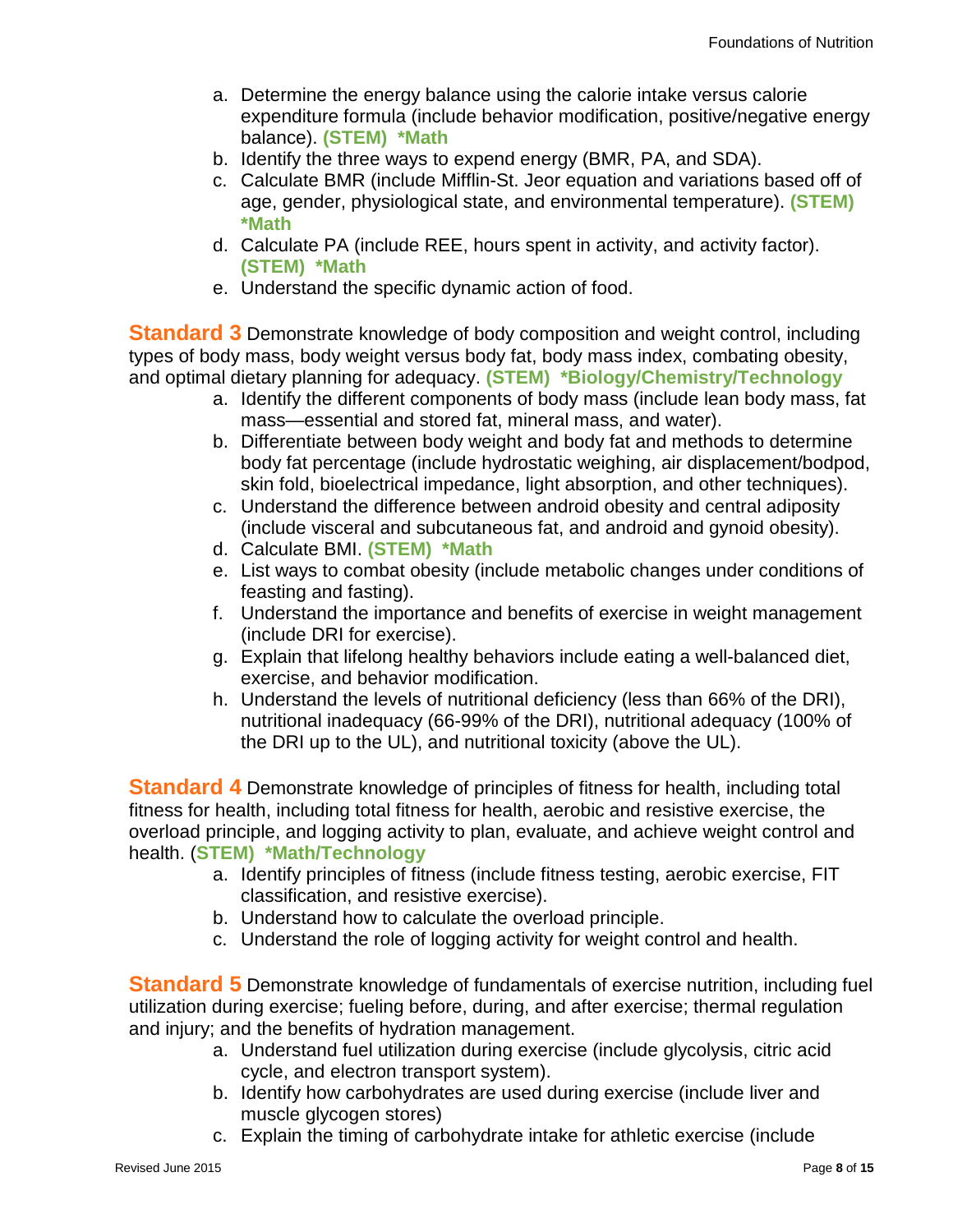a. Determine the energy balance using the calorie intake versus calorie expenditure formula (include behavior modification, positive/negative energy balance). **(STEM) *Math**
b. Identify the three ways to expend energy (BMR, PA, and SDA).
c. Calculate BMR (include Mifflin-St. Jeor equation and variations based off of age, gender, physiological state, and environmental temperature). **(STEM) *Math**
d. Calculate PA (include REE, hours spent in activity, and activity factor). **(STEM) *Math**
e. Understand the specific dynamic action of food.

**Standard 3** Demonstrate knowledge of body composition and weight control, including types of body mass, body weight versus body fat, body mass index, combating obesity, and optimal dietary planning for adequacy. **(STEM) *Biology/Chemistry/Technology**

a. Identify the different components of body mass (include lean body mass, fat mass—essential and stored fat, mineral mass, and water).
b. Differentiate between body weight and body fat and methods to determine body fat percentage (include hydrostatic weighing, air displacement/bodpod, skin fold, bioelectrical impedance, light absorption, and other techniques).
c. Understand the difference between android obesity and central adiposity (include visceral and subcutaneous fat, and android and gynoid obesity).
d. Calculate BMI. **(STEM) *Math**
e. List ways to combat obesity (include metabolic changes under conditions of feasting and fasting).
f. Understand the importance and benefits of exercise in weight management (include DRI for exercise).
g. Explain that lifelong healthy behaviors include eating a well-balanced diet, exercise, and behavior modification.
h. Understand the levels of nutritional deficiency (less than 66% of the DRI), nutritional inadequacy (66-99% of the DRI), nutritional adequacy (100% of the DRI up to the UL), and nutritional toxicity (above the UL).

**Standard 4** Demonstrate knowledge of principles of fitness for health, including total fitness for health, including total fitness for health, aerobic and resistive exercise, the overload principle, and logging activity to plan, evaluate, and achieve weight control and health. (**STEM) *Math/Technology**

a. Identify principles of fitness (include fitness testing, aerobic exercise, FIT classification, and resistive exercise).
b. Understand how to calculate the overload principle.
c. Understand the role of logging activity for weight control and health.

**Standard 5** Demonstrate knowledge of fundamentals of exercise nutrition, including fuel utilization during exercise; fueling before, during, and after exercise; thermal regulation and injury; and the benefits of hydration management.

a. Understand fuel utilization during exercise (include glycolysis, citric acid cycle, and electron transport system).
b. Identify how carbohydrates are used during exercise (include liver and muscle glycogen stores)
c. Explain the timing of carbohydrate intake for athletic exercise (include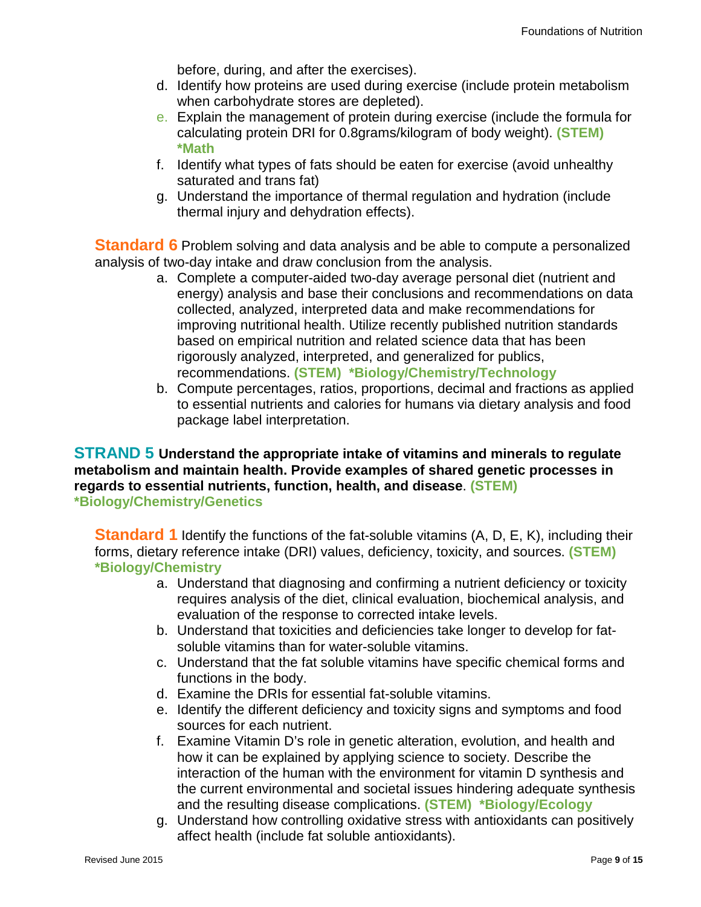before, during, and after the exercises).

d. Identify how proteins are used during exercise (include protein metabolism when carbohydrate stores are depleted).
e. Explain the management of protein during exercise (include the formula for calculating protein DRI for 0.8grams/kilogram of body weight). **(STEM) *Math**
f. Identify what types of fats should be eaten for exercise (avoid unhealthy saturated and trans fat)
g. Understand the importance of thermal regulation and hydration (include thermal injury and dehydration effects).

**Standard 6** Problem solving and data analysis and be able to compute a personalized analysis of two-day intake and draw conclusion from the analysis.

a. Complete a computer-aided two-day average personal diet (nutrient and energy) analysis and base their conclusions and recommendations on data collected, analyzed, interpreted data and make recommendations for improving nutritional health. Utilize recently published nutrition standards based on empirical nutrition and related science data that has been rigorously analyzed, interpreted, and generalized for publics, recommendations. **(STEM) *Biology/Chemistry/Technology**
b. Compute percentages, ratios, proportions, decimal and fractions as applied to essential nutrients and calories for humans via dietary analysis and food package label interpretation.

## STRAND 5 Understand the appropriate intake of vitamins and minerals to regulate metabolism and maintain health. Provide examples of shared genetic processes in regards to essential nutrients, function, health, and disease. (STEM) *Biology/Chemistry/Genetics

**Standard 1** Identify the functions of the fat-soluble vitamins (A, D, E, K), including their forms, dietary reference intake (DRI) values, deficiency, toxicity, and sources. **(STEM) *Biology/Chemistry**

a. Understand that diagnosing and confirming a nutrient deficiency or toxicity requires analysis of the diet, clinical evaluation, biochemical analysis, and evaluation of the response to corrected intake levels.
b. Understand that toxicities and deficiencies take longer to develop for fat-soluble vitamins than for water-soluble vitamins.
c. Understand that the fat soluble vitamins have specific chemical forms and functions in the body.
d. Examine the DRIs for essential fat-soluble vitamins.
e. Identify the different deficiency and toxicity signs and symptoms and food sources for each nutrient.
f. Examine Vitamin D's role in genetic alteration, evolution, and health and how it can be explained by applying science to society. Describe the interaction of the human with the environment for vitamin D synthesis and the current environmental and societal issues hindering adequate synthesis and the resulting disease complications. **(STEM) *Biology/Ecology**
g. Understand how controlling oxidative stress with antioxidants can positively affect health (include fat soluble antioxidants).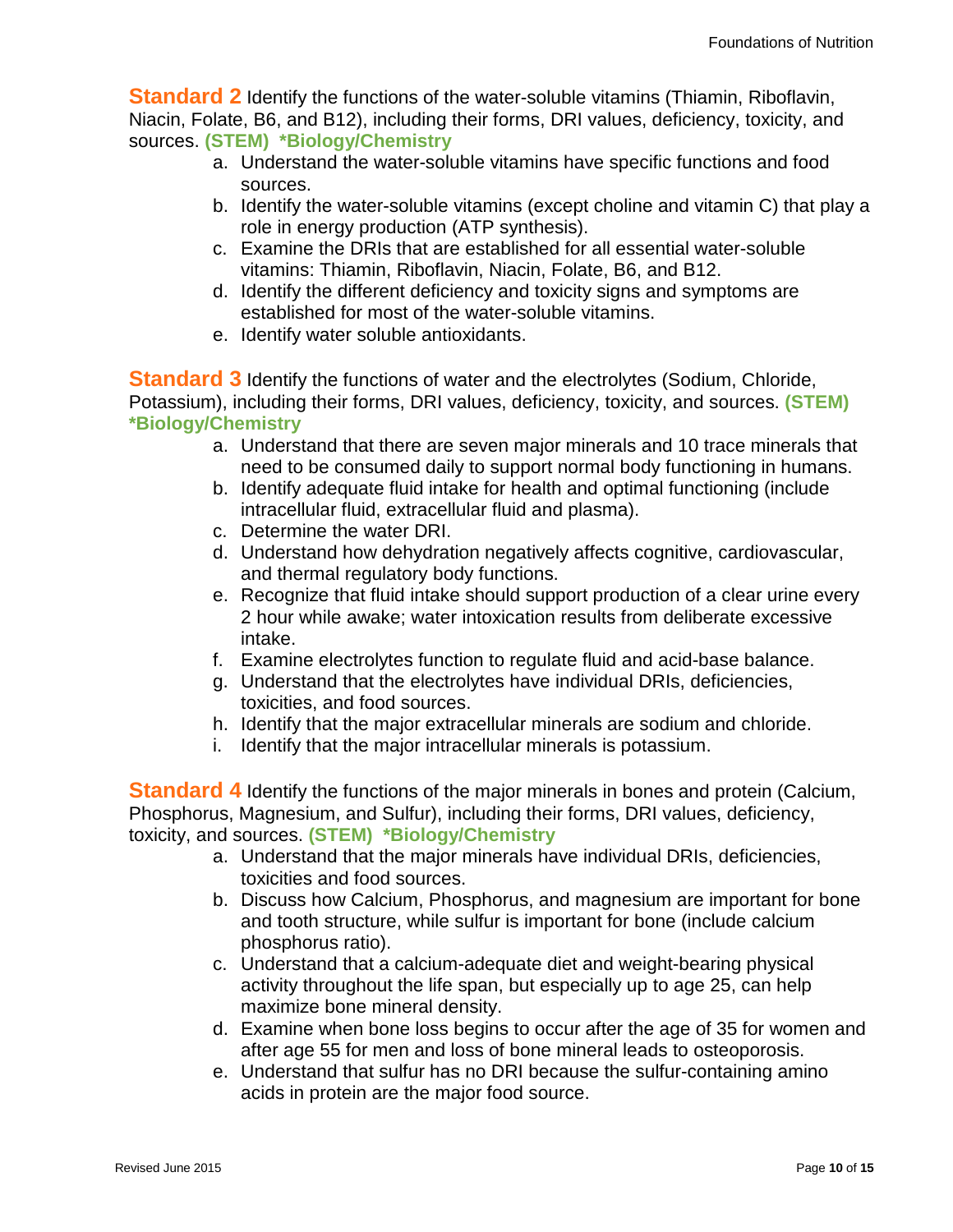**Standard 2** Identify the functions of the water-soluble vitamins (Thiamin, Riboflavin, Niacin, Folate, B6, and B12), including their forms, DRI values, deficiency, toxicity, and sources. **(STEM) *Biology/Chemistry**

a. Understand the water-soluble vitamins have specific functions and food sources.
b. Identify the water-soluble vitamins (except choline and vitamin C) that play a role in energy production (ATP synthesis).
c. Examine the DRIs that are established for all essential water-soluble vitamins: Thiamin, Riboflavin, Niacin, Folate, B6, and B12.
d. Identify the different deficiency and toxicity signs and symptoms are established for most of the water-soluble vitamins.
e. Identify water soluble antioxidants.

**Standard 3** Identify the functions of water and the electrolytes (Sodium, Chloride, Potassium), including their forms, DRI values, deficiency, toxicity, and sources. **(STEM) *Biology/Chemistry**

a. Understand that there are seven major minerals and 10 trace minerals that need to be consumed daily to support normal body functioning in humans.
b. Identify adequate fluid intake for health and optimal functioning (include intracellular fluid, extracellular fluid and plasma).
c. Determine the water DRI.
d. Understand how dehydration negatively affects cognitive, cardiovascular, and thermal regulatory body functions.
e. Recognize that fluid intake should support production of a clear urine every 2 hour while awake; water intoxication results from deliberate excessive intake.
f. Examine electrolytes function to regulate fluid and acid-base balance.
g. Understand that the electrolytes have individual DRIs, deficiencies, toxicities, and food sources.
h. Identify that the major extracellular minerals are sodium and chloride.
i. Identify that the major intracellular minerals is potassium.

**Standard 4** Identify the functions of the major minerals in bones and protein (Calcium, Phosphorus, Magnesium, and Sulfur), including their forms, DRI values, deficiency, toxicity, and sources. **(STEM) *Biology/Chemistry**

a. Understand that the major minerals have individual DRIs, deficiencies, toxicities and food sources.
b. Discuss how Calcium, Phosphorus, and magnesium are important for bone and tooth structure, while sulfur is important for bone (include calcium phosphorus ratio).
c. Understand that a calcium-adequate diet and weight-bearing physical activity throughout the life span, but especially up to age 25, can help maximize bone mineral density.
d. Examine when bone loss begins to occur after the age of 35 for women and after age 55 for men and loss of bone mineral leads to osteoporosis.
e. Understand that sulfur has no DRI because the sulfur-containing amino acids in protein are the major food source.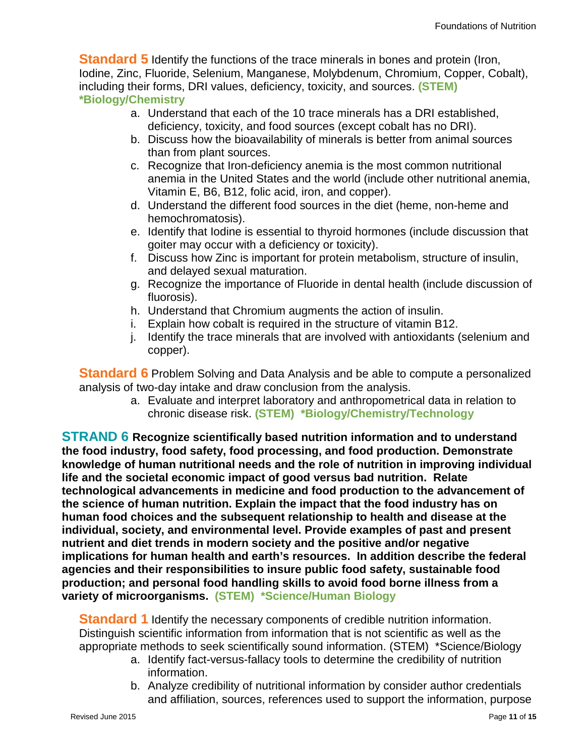**Standard 5** Identify the functions of the trace minerals in bones and protein (Iron, Iodine, Zinc, Fluoride, Selenium, Manganese, Molybdenum, Chromium, Copper, Cobalt), including their forms, DRI values, deficiency, toxicity, and sources. **(STEM) *Biology/Chemistry**

a. Understand that each of the 10 trace minerals has a DRI established, deficiency, toxicity, and food sources (except cobalt has no DRI).
b. Discuss how the bioavailability of minerals is better from animal sources than from plant sources.
c. Recognize that Iron-deficiency anemia is the most common nutritional anemia in the United States and the world (include other nutritional anemia, Vitamin E, B6, B12, folic acid, iron, and copper).
d. Understand the different food sources in the diet (heme, non-heme and hemochromatosis).
e. Identify that Iodine is essential to thyroid hormones (include discussion that goiter may occur with a deficiency or toxicity).
f. Discuss how Zinc is important for protein metabolism, structure of insulin, and delayed sexual maturation.
g. Recognize the importance of Fluoride in dental health (include discussion of fluorosis).
h. Understand that Chromium augments the action of insulin.
i. Explain how cobalt is required in the structure of vitamin B12.
j. Identify the trace minerals that are involved with antioxidants (selenium and copper).

**Standard 6** Problem Solving and Data Analysis and be able to compute a personalized analysis of two-day intake and draw conclusion from the analysis.

a. Evaluate and interpret laboratory and anthropometrical data in relation to chronic disease risk. **(STEM) *Biology/Chemistry/Technology**

## STRAND 6 **Recognize scientifically based nutrition information and to understand the food industry, food safety, food processing, and food production. Demonstrate knowledge of human nutritional needs and the role of nutrition in improving individual life and the societal economic impact of good versus bad nutrition. Relate technological advancements in medicine and food production to the advancement of the science of human nutrition. Explain the impact that the food industry has on human food choices and the subsequent relationship to health and disease at the individual, society, and environmental level. Provide examples of past and present nutrient and diet trends in modern society and the positive and/or negative implications for human health and earth's resources. In addition describe the federal agencies and their responsibilities to insure public food safety, sustainable food production; and personal food handling skills to avoid food borne illness from a variety of microorganisms. (STEM) *Science/Human Biology**

**Standard 1** Identify the necessary components of credible nutrition information. Distinguish scientific information from information that is not scientific as well as the appropriate methods to seek scientifically sound information. (STEM) *Science/Biology

a. Identify fact-versus-fallacy tools to determine the credibility of nutrition information.
b. Analyze credibility of nutritional information by consider author credentials and affiliation, sources, references used to support the information, purpose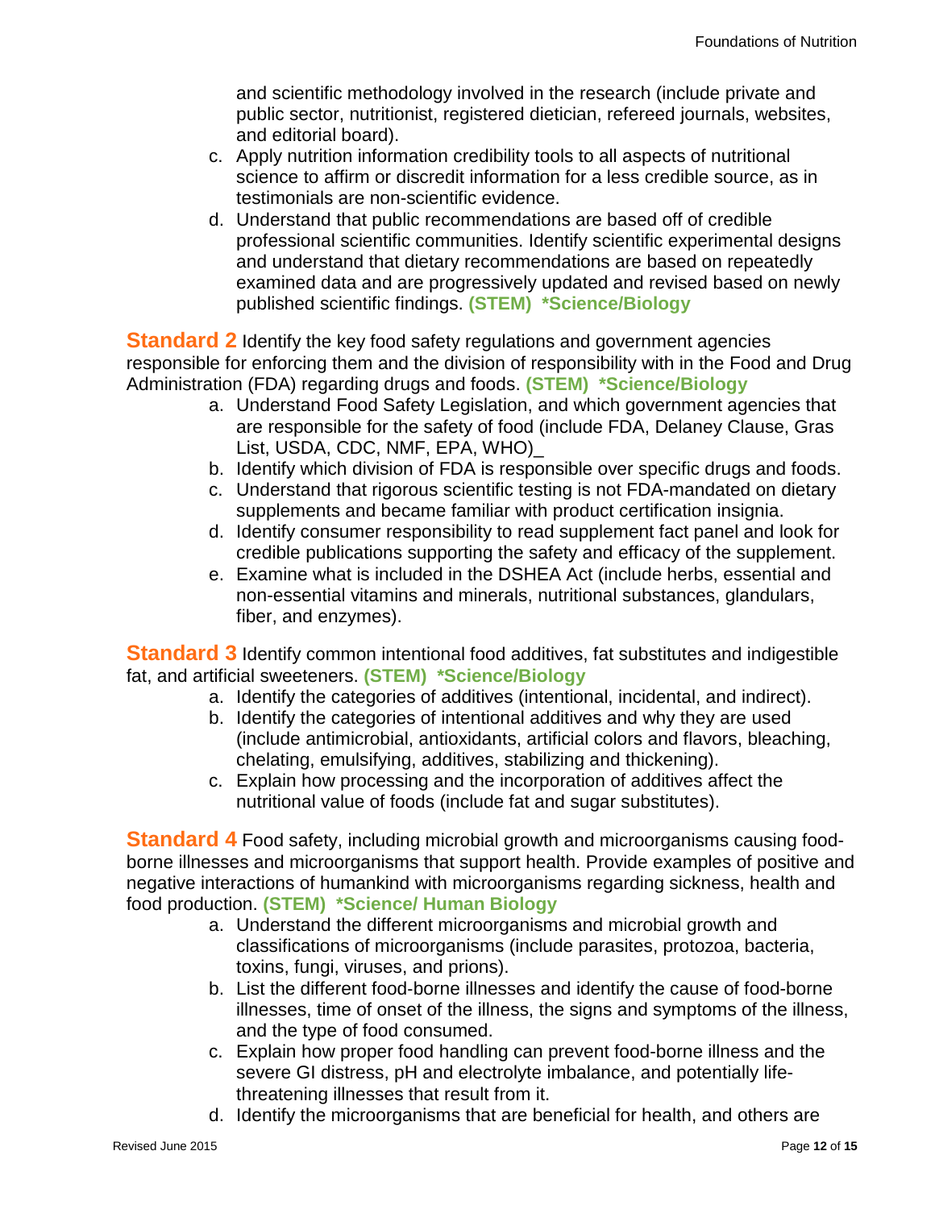and scientific methodology involved in the research (include private and public sector, nutritionist, registered dietician, refereed journals, websites, and editorial board).

c. Apply nutrition information credibility tools to all aspects of nutritional science to affirm or discredit information for a less credible source, as in testimonials are non-scientific evidence.
d. Understand that public recommendations are based off of credible professional scientific communities. Identify scientific experimental designs and understand that dietary recommendations are based on repeatedly examined data and are progressively updated and revised based on newly published scientific findings. **(STEM) *Science/Biology**

**Standard 2** Identify the key food safety regulations and government agencies responsible for enforcing them and the division of responsibility with in the Food and Drug Administration (FDA) regarding drugs and foods. **(STEM) *Science/Biology**

a. Understand Food Safety Legislation, and which government agencies that are responsible for the safety of food (include FDA, Delaney Clause, Gras List, USDA, CDC, NMF, EPA, WHO)_
b. Identify which division of FDA is responsible over specific drugs and foods.
c. Understand that rigorous scientific testing is not FDA-mandated on dietary supplements and became familiar with product certification insignia.
d. Identify consumer responsibility to read supplement fact panel and look for credible publications supporting the safety and efficacy of the supplement.
e. Examine what is included in the DSHEA Act (include herbs, essential and non-essential vitamins and minerals, nutritional substances, glandulars, fiber, and enzymes).

**Standard 3** Identify common intentional food additives, fat substitutes and indigestible fat, and artificial sweeteners. **(STEM) *Science/Biology**

a. Identify the categories of additives (intentional, incidental, and indirect).
b. Identify the categories of intentional additives and why they are used (include antimicrobial, antioxidants, artificial colors and flavors, bleaching, chelating, emulsifying, additives, stabilizing and thickening).
c. Explain how processing and the incorporation of additives affect the nutritional value of foods (include fat and sugar substitutes).

**Standard 4** Food safety, including microbial growth and microorganisms causing food-borne illnesses and microorganisms that support health. Provide examples of positive and negative interactions of humankind with microorganisms regarding sickness, health and food production. **(STEM) *Science/ Human Biology**

a. Understand the different microorganisms and microbial growth and classifications of microorganisms (include parasites, protozoa, bacteria, toxins, fungi, viruses, and prions).
b. List the different food-borne illnesses and identify the cause of food-borne illnesses, time of onset of the illness, the signs and symptoms of the illness, and the type of food consumed.
c. Explain how proper food handling can prevent food-borne illness and the severe GI distress, pH and electrolyte imbalance, and potentially life-threatening illnesses that result from it.
d. Identify the microorganisms that are beneficial for health, and others are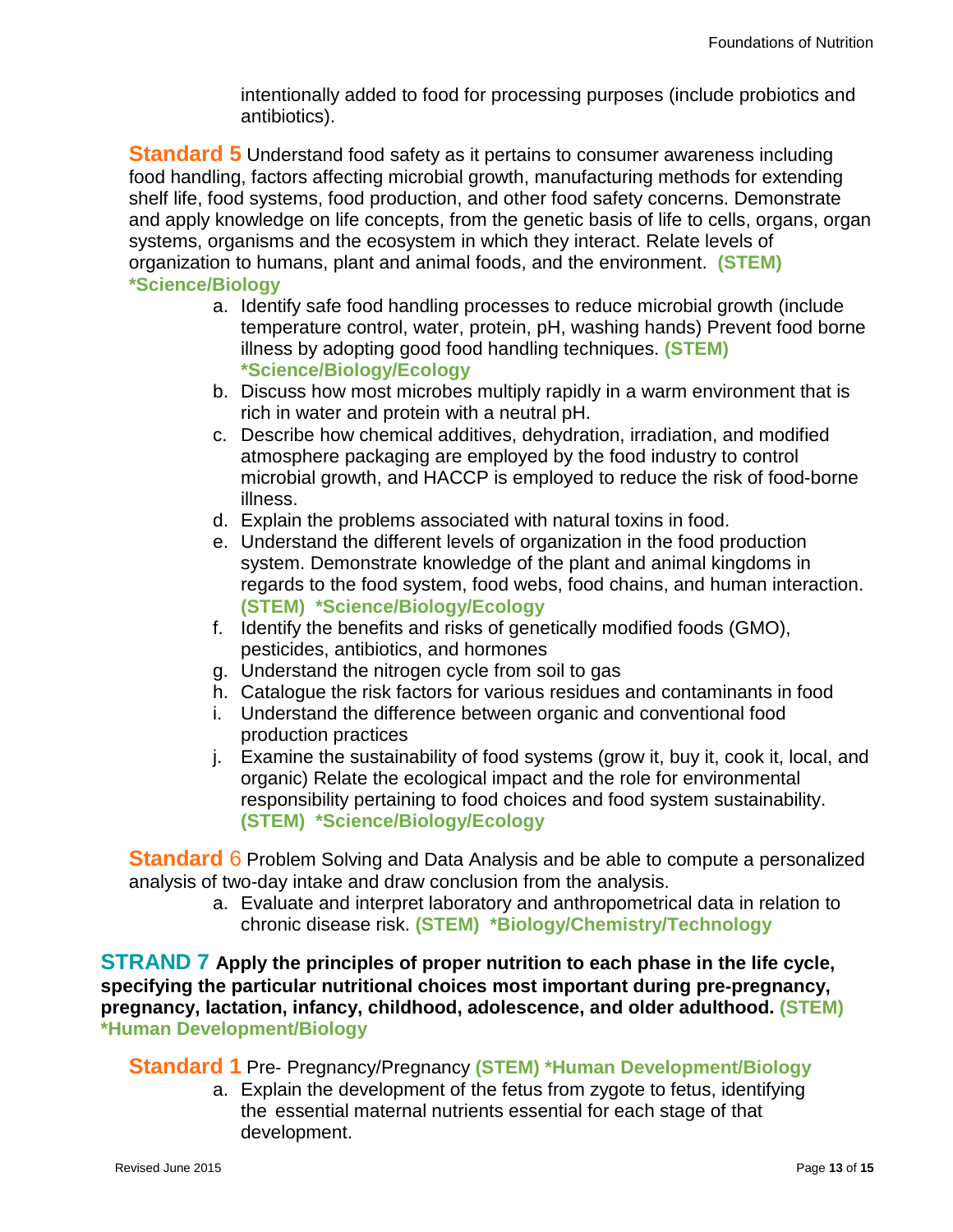intentionally added to food for processing purposes (include probiotics and antibiotics).

**Standard 5** Understand food safety as it pertains to consumer awareness including food handling, factors affecting microbial growth, manufacturing methods for extending shelf life, food systems, food production, and other food safety concerns. Demonstrate and apply knowledge on life concepts, from the genetic basis of life to cells, organs, organ systems, organisms and the ecosystem in which they interact. Relate levels of organization to humans, plant and animal foods, and the environment. **(STEM) *Science/Biology**

a. Identify safe food handling processes to reduce microbial growth (include temperature control, water, protein, pH, washing hands) Prevent food borne illness by adopting good food handling techniques. **(STEM) *Science/Biology/Ecology**
b. Discuss how most microbes multiply rapidly in a warm environment that is rich in water and protein with a neutral pH.
c. Describe how chemical additives, dehydration, irradiation, and modified atmosphere packaging are employed by the food industry to control microbial growth, and HACCP is employed to reduce the risk of food-borne illness.
d. Explain the problems associated with natural toxins in food.
e. Understand the different levels of organization in the food production system. Demonstrate knowledge of the plant and animal kingdoms in regards to the food system, food webs, food chains, and human interaction. **(STEM) *Science/Biology/Ecology**
f. Identify the benefits and risks of genetically modified foods (GMO), pesticides, antibiotics, and hormones
g. Understand the nitrogen cycle from soil to gas
h. Catalogue the risk factors for various residues and contaminants in food
i. Understand the difference between organic and conventional food production practices
j. Examine the sustainability of food systems (grow it, buy it, cook it, local, and organic) Relate the ecological impact and the role for environmental responsibility pertaining to food choices and food system sustainability. **(STEM) *Science/Biology/Ecology**

**Standard 6** Problem Solving and Data Analysis and be able to compute a personalized analysis of two-day intake and draw conclusion from the analysis.

a. Evaluate and interpret laboratory and anthropometrical data in relation to chronic disease risk. **(STEM) *Biology/Chemistry/Technology**

## STRAND 7 Apply the principles of proper nutrition to each phase in the life cycle, specifying the particular nutritional choices most important during pre-pregnancy, pregnancy, lactation, infancy, childhood, adolescence, and older adulthood. (STEM) *Human Development/Biology

**Standard 1** Pre- Pregnancy/Pregnancy **(STEM) *Human Development/Biology**

a. Explain the development of the fetus from zygote to fetus, identifying the essential maternal nutrients essential for each stage of that development.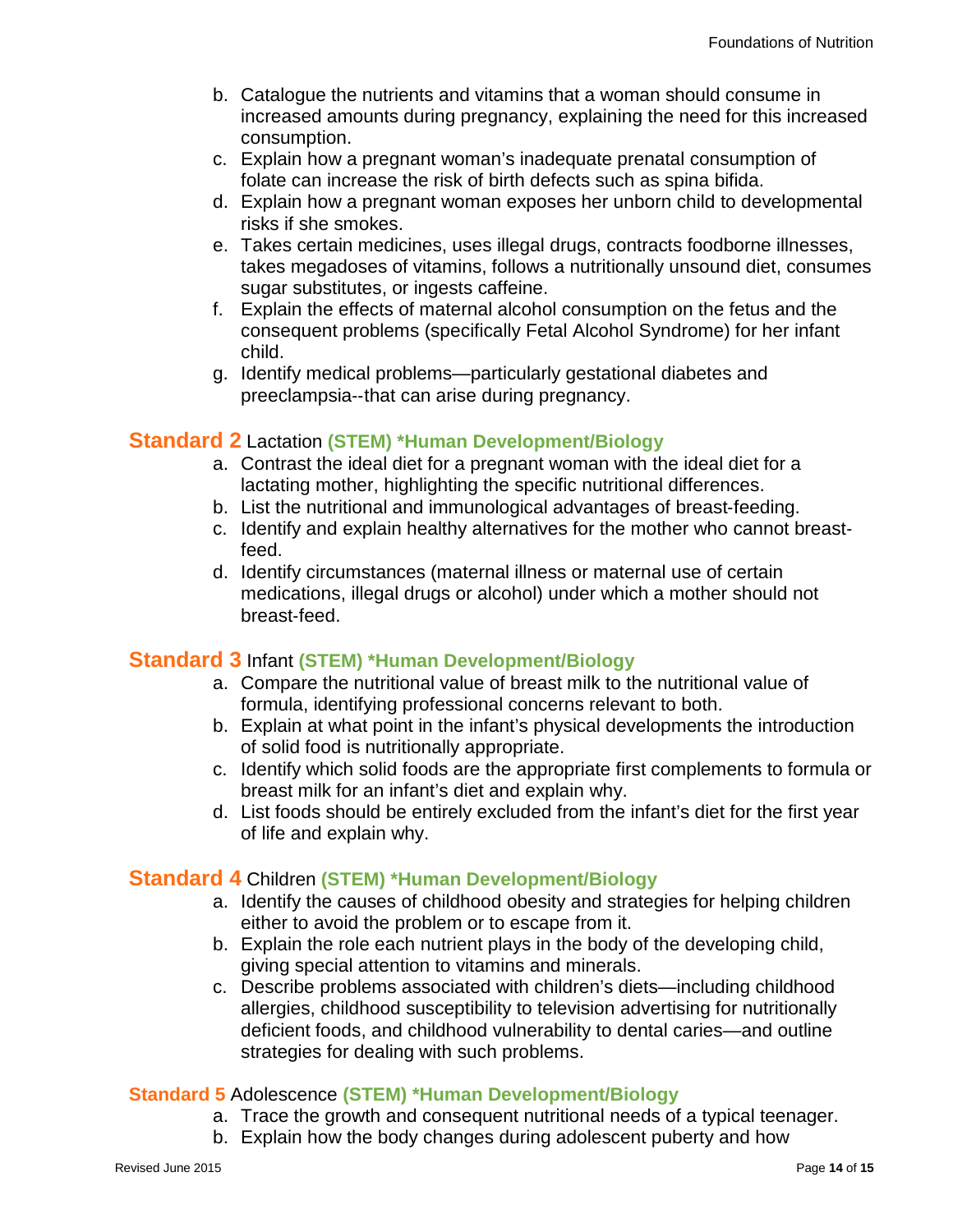b. Catalogue the nutrients and vitamins that a woman should consume in increased amounts during pregnancy, explaining the need for this increased consumption.
c. Explain how a pregnant woman's inadequate prenatal consumption of folate can increase the risk of birth defects such as spina bifida.
d. Explain how a pregnant woman exposes her unborn child to developmental risks if she smokes.
e. Takes certain medicines, uses illegal drugs, contracts foodborne illnesses, takes megadoses of vitamins, follows a nutritionally unsound diet, consumes sugar substitutes, or ingests caffeine.
f. Explain the effects of maternal alcohol consumption on the fetus and the consequent problems (specifically Fetal Alcohol Syndrome) for her infant child.
g. Identify medical problems—particularly gestational diabetes and preeclampsia--that can arise during pregnancy.

## Standard 2 Lactation **(STEM) *Human Development/Biology**

a. Contrast the ideal diet for a pregnant woman with the ideal diet for a lactating mother, highlighting the specific nutritional differences.
b. List the nutritional and immunological advantages of breast-feeding.
c. Identify and explain healthy alternatives for the mother who cannot breast-feed.
d. Identify circumstances (maternal illness or maternal use of certain medications, illegal drugs or alcohol) under which a mother should not breast-feed.

## Standard 3 Infant **(STEM) *Human Development/Biology**

a. Compare the nutritional value of breast milk to the nutritional value of formula, identifying professional concerns relevant to both.
b. Explain at what point in the infant's physical developments the introduction of solid food is nutritionally appropriate.
c. Identify which solid foods are the appropriate first complements to formula or breast milk for an infant's diet and explain why.
d. List foods should be entirely excluded from the infant's diet for the first year of life and explain why.

## Standard 4 Children **(STEM) *Human Development/Biology**

a. Identify the causes of childhood obesity and strategies for helping children either to avoid the problem or to escape from it.
b. Explain the role each nutrient plays in the body of the developing child, giving special attention to vitamins and minerals.
c. Describe problems associated with children's diets—including childhood allergies, childhood susceptibility to television advertising for nutritionally deficient foods, and childhood vulnerability to dental caries—and outline strategies for dealing with such problems.

## Standard 5 Adolescence **(STEM) *Human Development/Biology**

a. Trace the growth and consequent nutritional needs of a typical teenager.
b. Explain how the body changes during adolescent puberty and how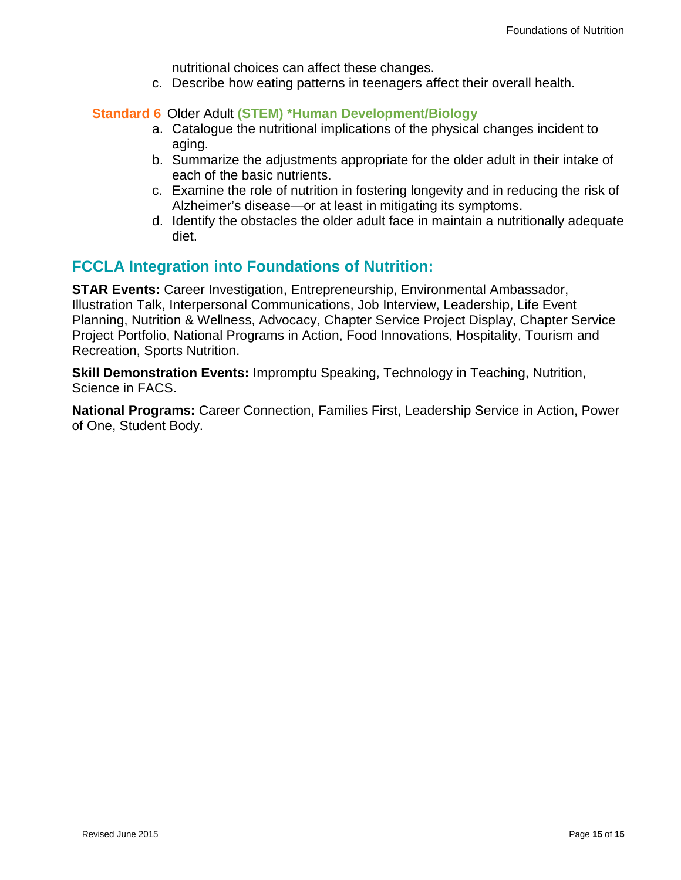nutritional choices can affect these changes.

c. Describe how eating patterns in teenagers affect their overall health.

**Standard 6** Older Adult **(STEM) *Human Development/Biology**

a. Catalogue the nutritional implications of the physical changes incident to aging.
b. Summarize the adjustments appropriate for the older adult in their intake of each of the basic nutrients.
c. Examine the role of nutrition in fostering longevity and in reducing the risk of Alzheimer's disease—or at least in mitigating its symptoms.
d. Identify the obstacles the older adult face in maintain a nutritionally adequate diet.

## FCCLA Integration into Foundations of Nutrition:

**STAR Events:** Career Investigation, Entrepreneurship, Environmental Ambassador, Illustration Talk, Interpersonal Communications, Job Interview, Leadership, Life Event Planning, Nutrition & Wellness, Advocacy, Chapter Service Project Display, Chapter Service Project Portfolio, National Programs in Action, Food Innovations, Hospitality, Tourism and Recreation, Sports Nutrition.

**Skill Demonstration Events:** Impromptu Speaking, Technology in Teaching, Nutrition, Science in FACS.

**National Programs:** Career Connection, Families First, Leadership Service in Action, Power of One, Student Body.